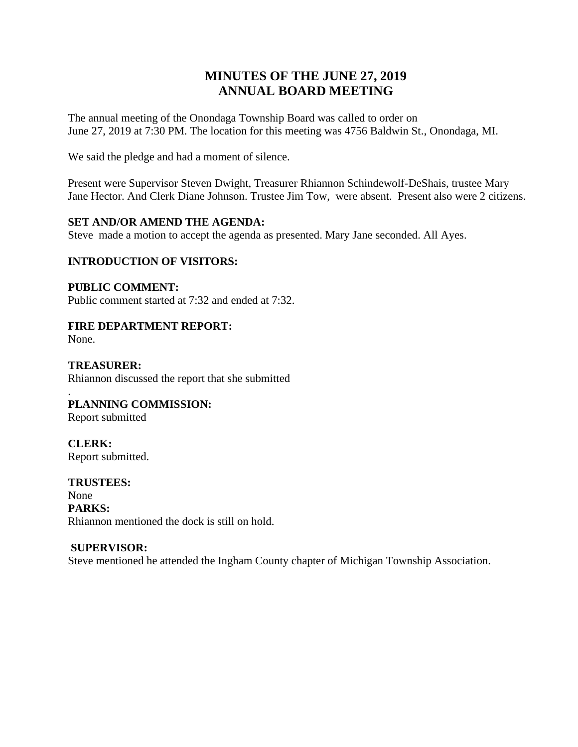# MINUTES OF THE JUNE 27, 2019
# ANNUAL BOARD MEETING

The annual meeting of the Onondaga Township Board was called to order on June 27, 2019 at 7:30 PM. The location for this meeting was 4756 Baldwin St., Onondaga, MI.

We said the pledge and had a moment of silence.

Present were Supervisor Steven Dwight, Treasurer Rhiannon Schindewolf-DeShais, trustee Mary Jane Hector. And Clerk Diane Johnson. Trustee Jim Tow, were absent. Present also were 2 citizens.

**SET AND/OR AMEND THE AGENDA:**
Steve made a motion to accept the agenda as presented. Mary Jane seconded. All Ayes.

**INTRODUCTION OF VISITORS:**

**PUBLIC COMMENT:**
Public comment started at 7:32 and ended at 7:32.

**FIRE DEPARTMENT REPORT:**
None.

**TREASURER:**
Rhiannon discussed the report that she submitted
.

**PLANNING COMMISSION:**
Report submitted

**CLERK:**
Report submitted.

**TRUSTEES:**
None

**PARKS:**
Rhiannon mentioned the dock is still on hold.

**SUPERVISOR:**
Steve mentioned he attended the Ingham County chapter of Michigan Township Association.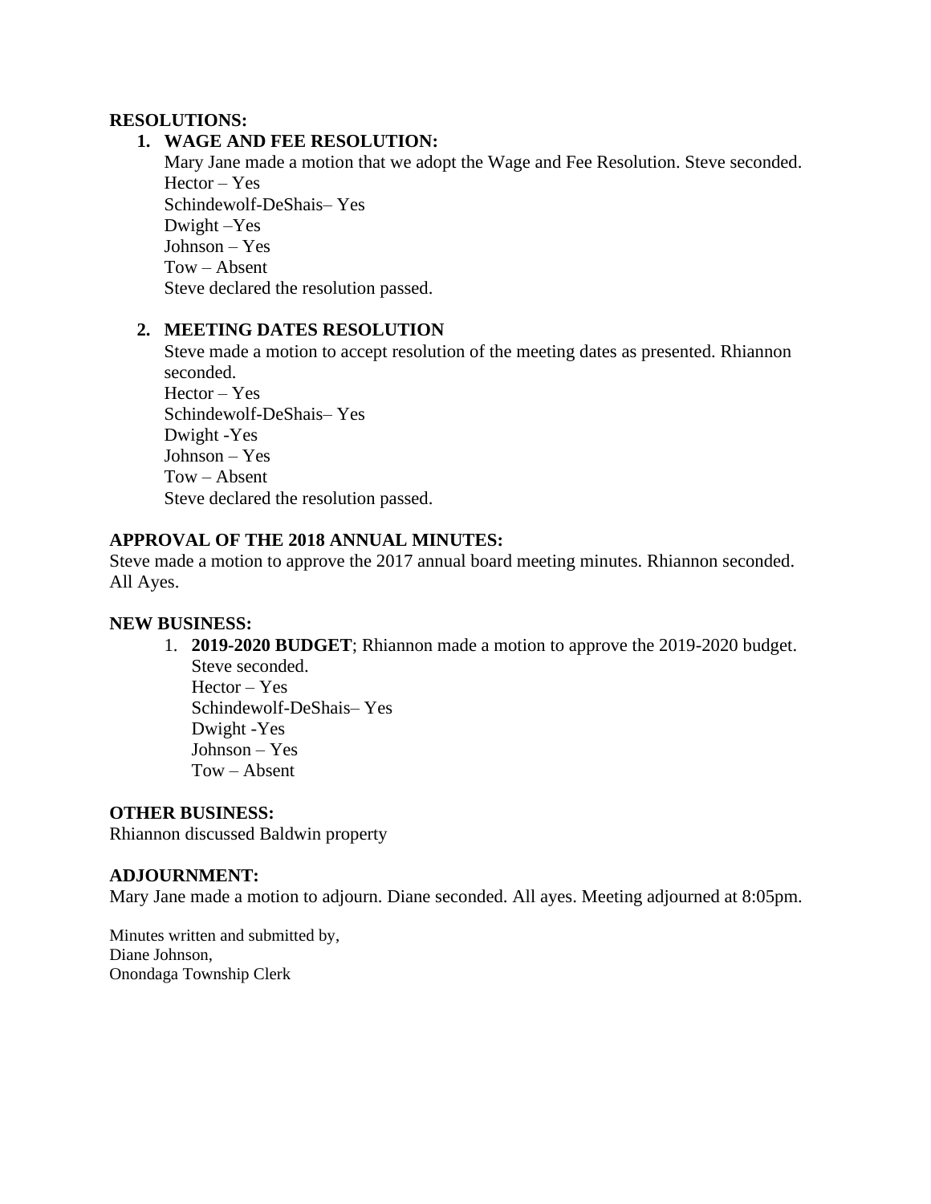**RESOLUTIONS:**

1. **WAGE AND FEE RESOLUTION:**
   Mary Jane made a motion that we adopt the Wage and Fee Resolution. Steve seconded.
   Hector – Yes
   Schindewolf-DeShais– Yes
   Dwight –Yes
   Johnson – Yes
   Tow – Absent
   Steve declared the resolution passed.

2. **MEETING DATES RESOLUTION**
   Steve made a motion to accept resolution of the meeting dates as presented. Rhiannon seconded.
   Hector – Yes
   Schindewolf-DeShais– Yes
   Dwight -Yes
   Johnson – Yes
   Tow – Absent
   Steve declared the resolution passed.

**APPROVAL OF THE 2018 ANNUAL MINUTES:**
Steve made a motion to approve the 2017 annual board meeting minutes. Rhiannon seconded. All Ayes.

**NEW BUSINESS:**

1. **2019-2020 BUDGET**; Rhiannon made a motion to approve the 2019-2020 budget. Steve seconded.
   Hector – Yes
   Schindewolf-DeShais– Yes
   Dwight -Yes
   Johnson – Yes
   Tow – Absent

**OTHER BUSINESS:**
Rhiannon discussed Baldwin property

**ADJOURNMENT:**
Mary Jane made a motion to adjourn. Diane seconded. All ayes. Meeting adjourned at 8:05pm.

Minutes written and submitted by,
Diane Johnson,
Onondaga Township Clerk